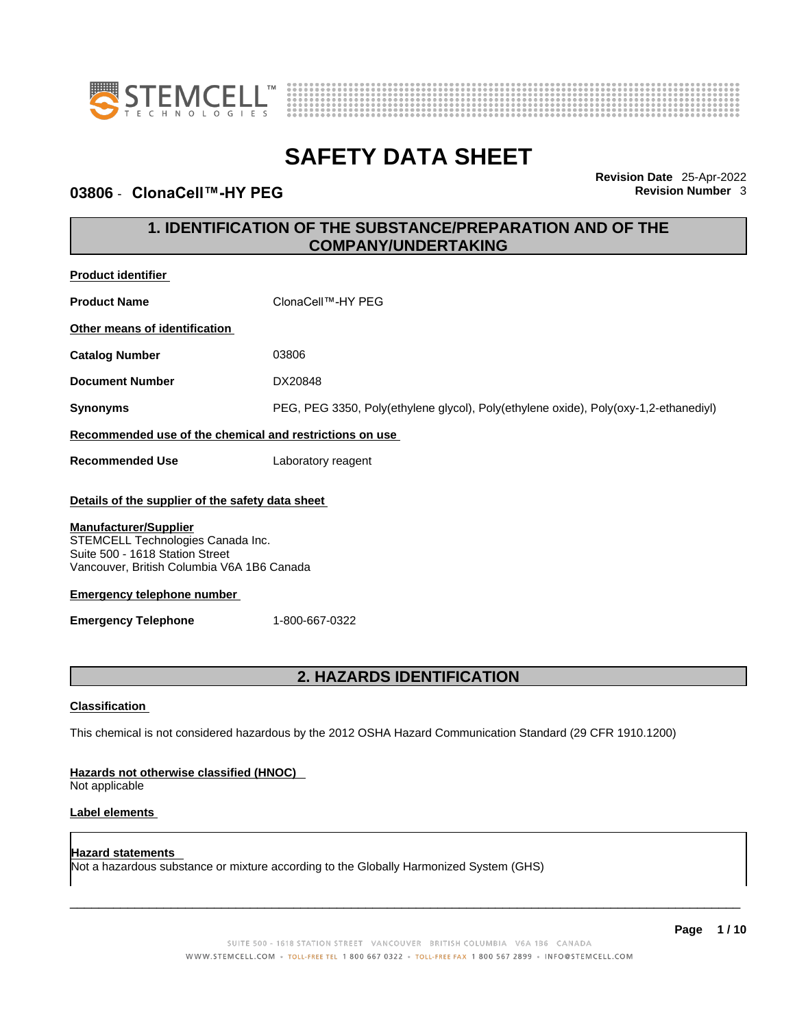# SAFETY DATA SHEET

**03806 - ClonaCell™-HY PEG**

**Revision Date** 25-Apr-2022
**Revision Number** 3

## 1. IDENTIFICATION OF THE SUBSTANCE/PREPARATION AND OF THE COMPANY/UNDERTAKING

**Product identifier**

| | |
|---|---|
| **Product Name** | ClonaCell™-HY PEG |

**Other means of identification**

| | |
|---|---|
| **Catalog Number** | 03806 |
| **Document Number** | DX20848 |
| **Synonyms** | PEG, PEG 3350, Poly(ethylene glycol), Poly(ethylene oxide), Poly(oxy-1,2-ethanediyl) |

**Recommended use of the chemical and restrictions on use**

| | |
|---|---|
| **Recommended Use** | Laboratory reagent |

**Details of the supplier of the safety data sheet**

**Manufacturer/Supplier**
STEMCELL Technologies Canada Inc.
Suite 500 - 1618 Station Street
Vancouver, British Columbia V6A 1B6 Canada

**Emergency telephone number**

| | |
|---|---|
| **Emergency Telephone** | 1-800-667-0322 |

## 2. HAZARDS IDENTIFICATION

**Classification**

This chemical is not considered hazardous by the 2012 OSHA Hazard Communication Standard (29 CFR 1910.1200)

**Hazards not otherwise classified (HNOC)**
Not applicable

**Label elements**

**Hazard statements**
Not a hazardous substance or mixture according to the Globally Harmonized System (GHS)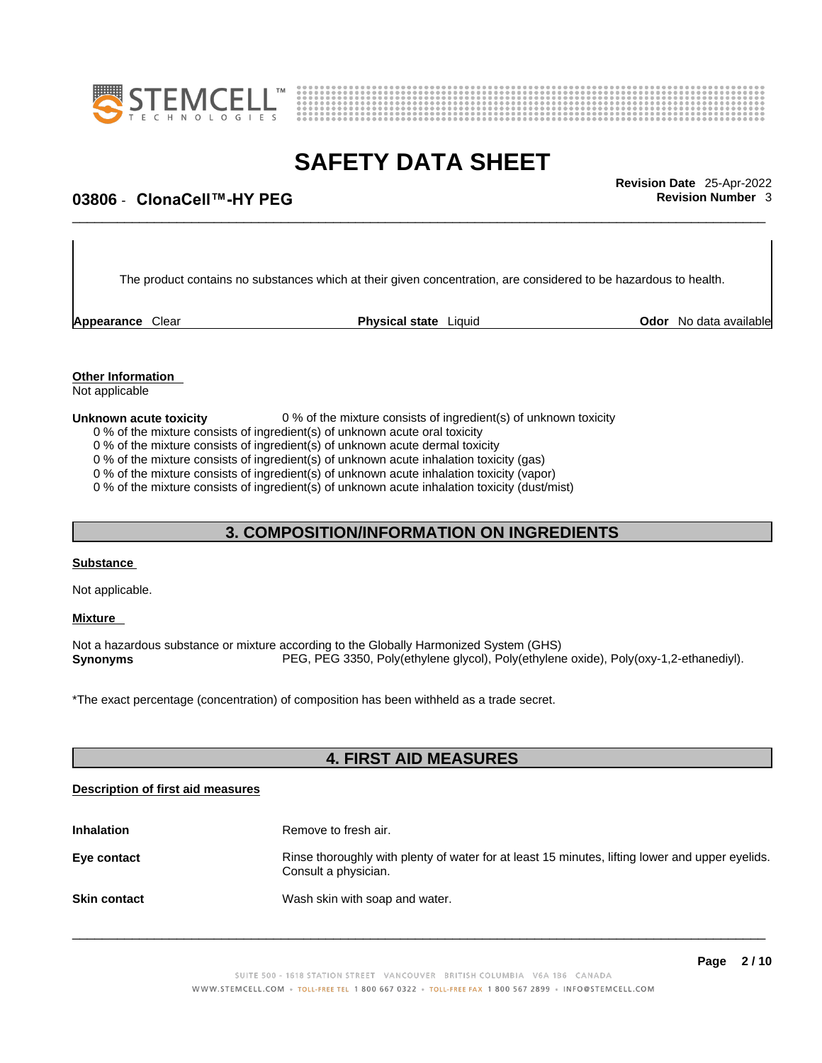The product contains no substances which at their given concentration, are considered to be hazardous to health.

| **Appearance** Clear | **Physical state** Liquid | **Odor** No data available |
|---|---|---|

**Other Information**

Not applicable

**Unknown acute toxicity** 0 % of the mixture consists of ingredient(s) of unknown toxicity

0 % of the mixture consists of ingredient(s) of unknown acute oral toxicity
0 % of the mixture consists of ingredient(s) of unknown acute dermal toxicity
0 % of the mixture consists of ingredient(s) of unknown acute inhalation toxicity (gas)
0 % of the mixture consists of ingredient(s) of unknown acute inhalation toxicity (vapor)
0 % of the mixture consists of ingredient(s) of unknown acute inhalation toxicity (dust/mist)

## 3. COMPOSITION/INFORMATION ON INGREDIENTS

**Substance**

Not applicable.

**Mixture**

Not a hazardous substance or mixture according to the Globally Harmonized System (GHS)

**Synonyms** PEG, PEG 3350, Poly(ethylene glycol), Poly(ethylene oxide), Poly(oxy-1,2-ethanediyl).

*The exact percentage (concentration) of composition has been withheld as a trade secret.

## 4. FIRST AID MEASURES

**Description of first aid measures**

**Inhalation** Remove to fresh air.

**Eye contact** Rinse thoroughly with plenty of water for at least 15 minutes, lifting lower and upper eyelids. Consult a physician.

**Skin contact** Wash skin with soap and water.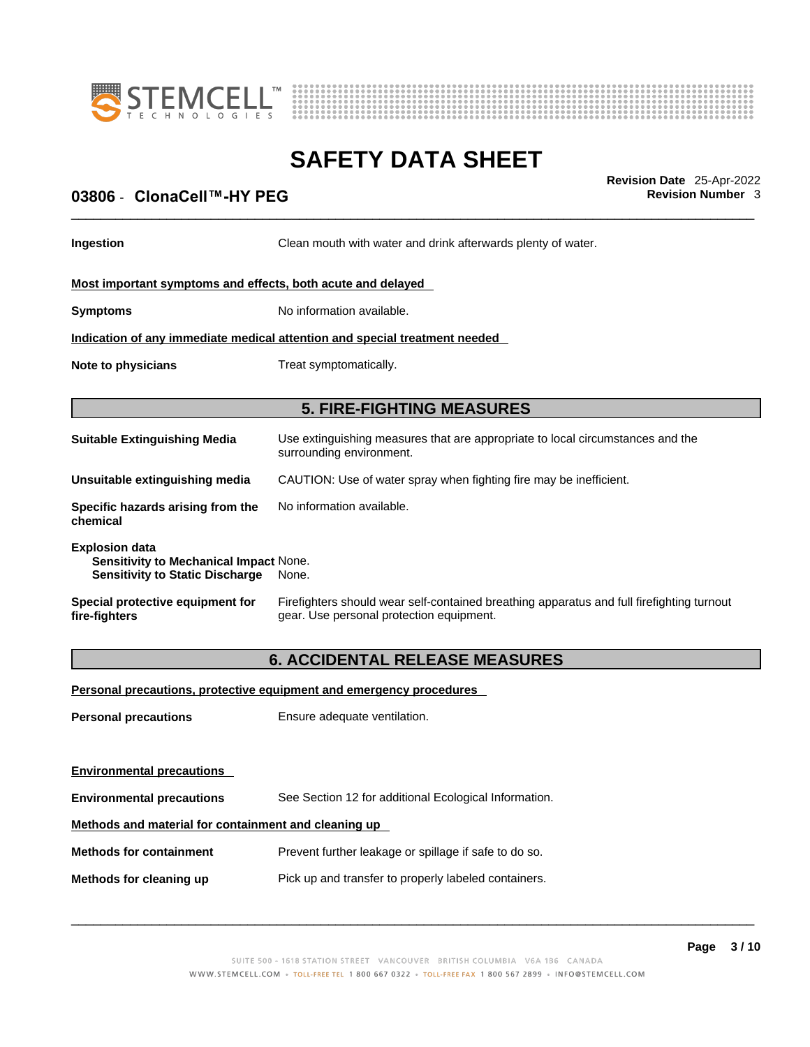**Ingestion** Clean mouth with water and drink afterwards plenty of water.

**Most important symptoms and effects, both acute and delayed**

**Symptoms** No information available.

**Indication of any immediate medical attention and special treatment needed**

**Note to physicians** Treat symptomatically.

## 5. FIRE-FIGHTING MEASURES

**Suitable Extinguishing Media** Use extinguishing measures that are appropriate to local circumstances and the surrounding environment.

**Unsuitable extinguishing media** CAUTION: Use of water spray when fighting fire may be inefficient.

**Specific hazards arising from the chemical** No information available.

**Explosion data**
**Sensitivity to Mechanical Impact** None.
**Sensitivity to Static Discharge** None.

**Special protective equipment for fire-fighters** Firefighters should wear self-contained breathing apparatus and full firefighting turnout gear. Use personal protection equipment.

## 6. ACCIDENTAL RELEASE MEASURES

**Personal precautions, protective equipment and emergency procedures**

**Personal precautions** Ensure adequate ventilation.

**Environmental precautions**

**Environmental precautions** See Section 12 for additional Ecological Information.

**Methods and material for containment and cleaning up**

**Methods for containment** Prevent further leakage or spillage if safe to do so.

**Methods for cleaning up** Pick up and transfer to properly labeled containers.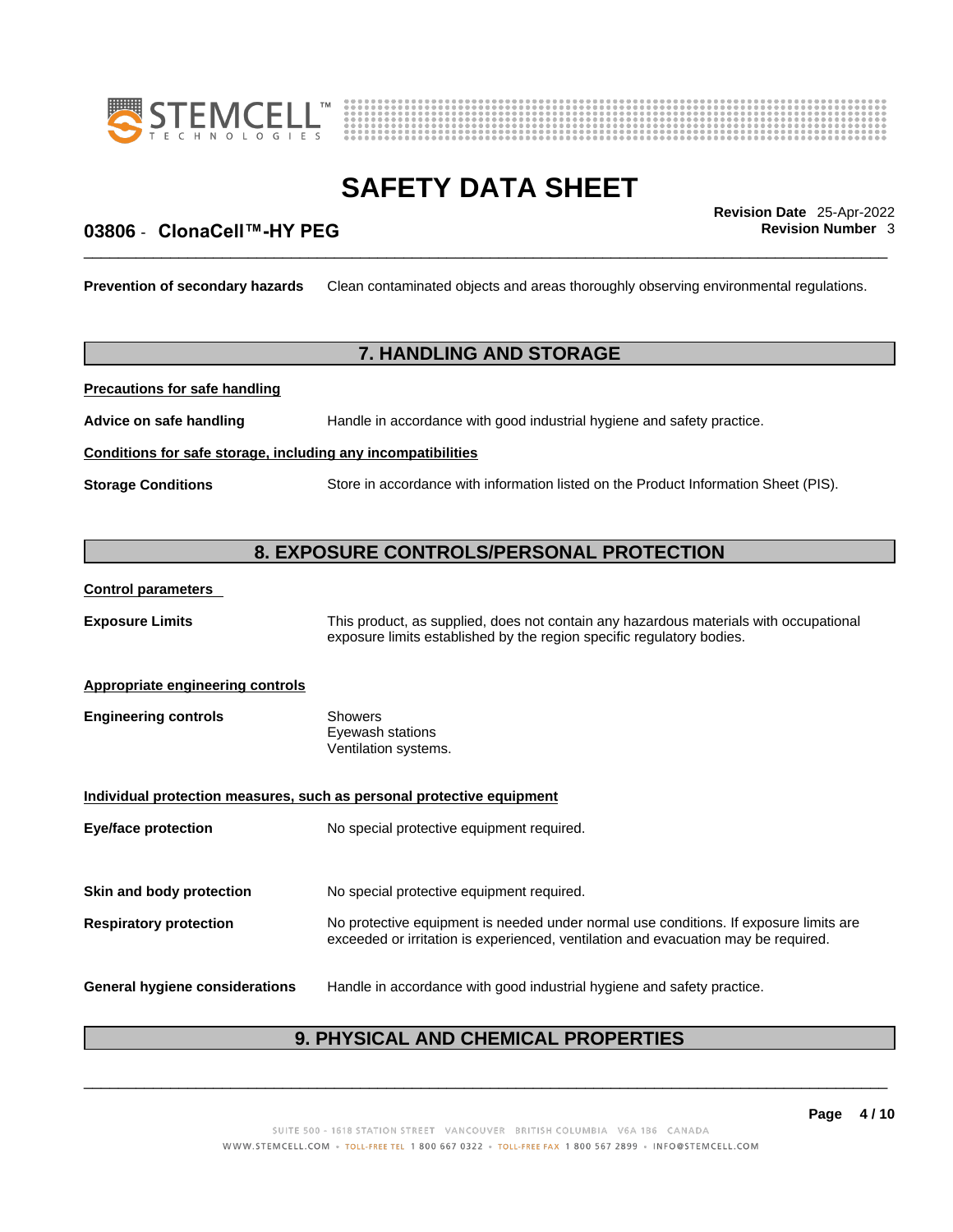**Prevention of secondary hazards** Clean contaminated objects and areas thoroughly observing environmental regulations.

## 7. HANDLING AND STORAGE

**Precautions for safe handling**

**Advice on safe handling** Handle in accordance with good industrial hygiene and safety practice.

**Conditions for safe storage, including any incompatibilities**

**Storage Conditions** Store in accordance with information listed on the Product Information Sheet (PIS).

## 8. EXPOSURE CONTROLS/PERSONAL PROTECTION

**Control parameters**

**Exposure Limits** This product, as supplied, does not contain any hazardous materials with occupational exposure limits established by the region specific regulatory bodies.

**Appropriate engineering controls**

**Engineering controls** Showers
Eyewash stations
Ventilation systems.

**Individual protection measures, such as personal protective equipment**

**Eye/face protection** No special protective equipment required.

**Skin and body protection** No special protective equipment required.

**Respiratory protection** No protective equipment is needed under normal use conditions. If exposure limits are exceeded or irritation is experienced, ventilation and evacuation may be required.

**General hygiene considerations** Handle in accordance with good industrial hygiene and safety practice.

## 9. PHYSICAL AND CHEMICAL PROPERTIES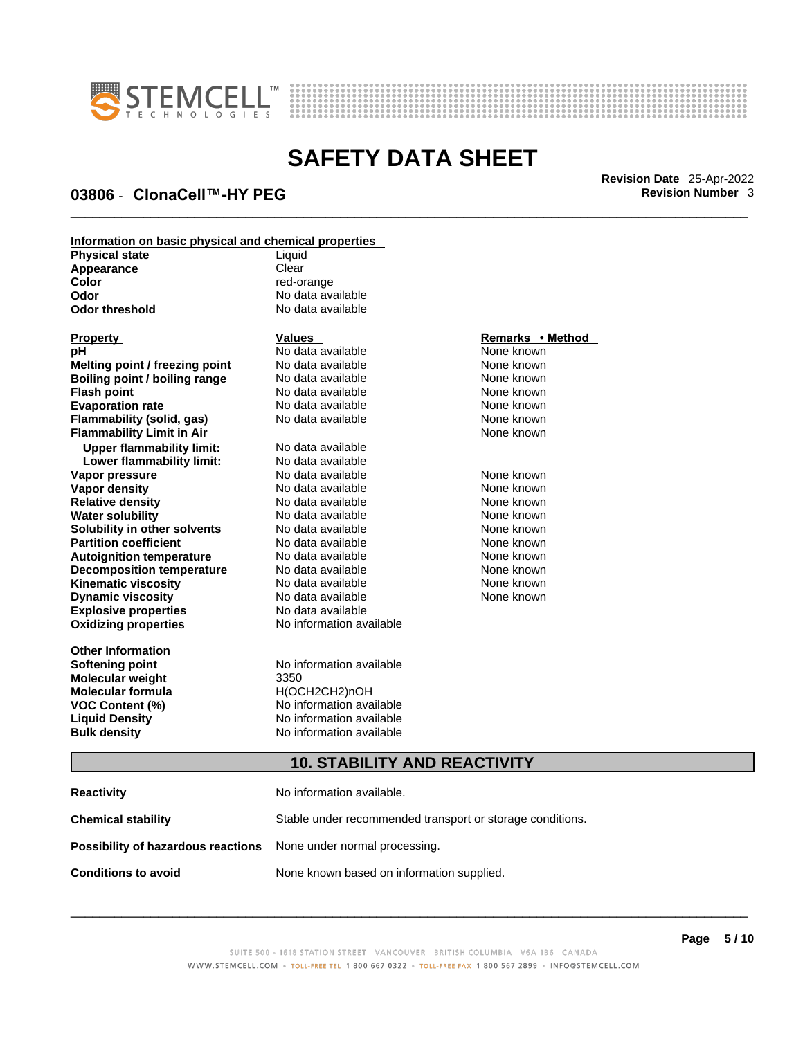**Information on basic physical and chemical properties**

| | |
|---|---|
| **Physical state** | Liquid |
| **Appearance** | Clear |
| **Color** | red-orange |
| **Odor** | No data available |
| **Odor threshold** | No data available |

| Property | Values | Remarks • Method |
|---|---|---|
| **pH** | No data available | None known |
| **Melting point / freezing point** | No data available | None known |
| **Boiling point / boiling range** | No data available | None known |
| **Flash point** | No data available | None known |
| **Evaporation rate** | No data available | None known |
| **Flammability (solid, gas)** | No data available | None known |
| **Flammability Limit in Air** | | None known |
| **Upper flammability limit:** | No data available | |
| **Lower flammability limit:** | No data available | |
| **Vapor pressure** | No data available | None known |
| **Vapor density** | No data available | None known |
| **Relative density** | No data available | None known |
| **Water solubility** | No data available | None known |
| **Solubility in other solvents** | No data available | None known |
| **Partition coefficient** | No data available | None known |
| **Autoignition temperature** | No data available | None known |
| **Decomposition temperature** | No data available | None known |
| **Kinematic viscosity** | No data available | None known |
| **Dynamic viscosity** | No data available | None known |
| **Explosive properties** | No data available | |
| **Oxidizing properties** | No information available | |

**Other Information**

| | |
|---|---|
| **Softening point** | No information available |
| **Molecular weight** | 3350 |
| **Molecular formula** | H(OCH2CH2)nOH |
| **VOC Content (%)** | No information available |
| **Liquid Density** | No information available |
| **Bulk density** | No information available |

## 10. STABILITY AND REACTIVITY

**Reactivity** No information available.

**Chemical stability** Stable under recommended transport or storage conditions.

**Possibility of hazardous reactions** None under normal processing.

**Conditions to avoid** None known based on information supplied.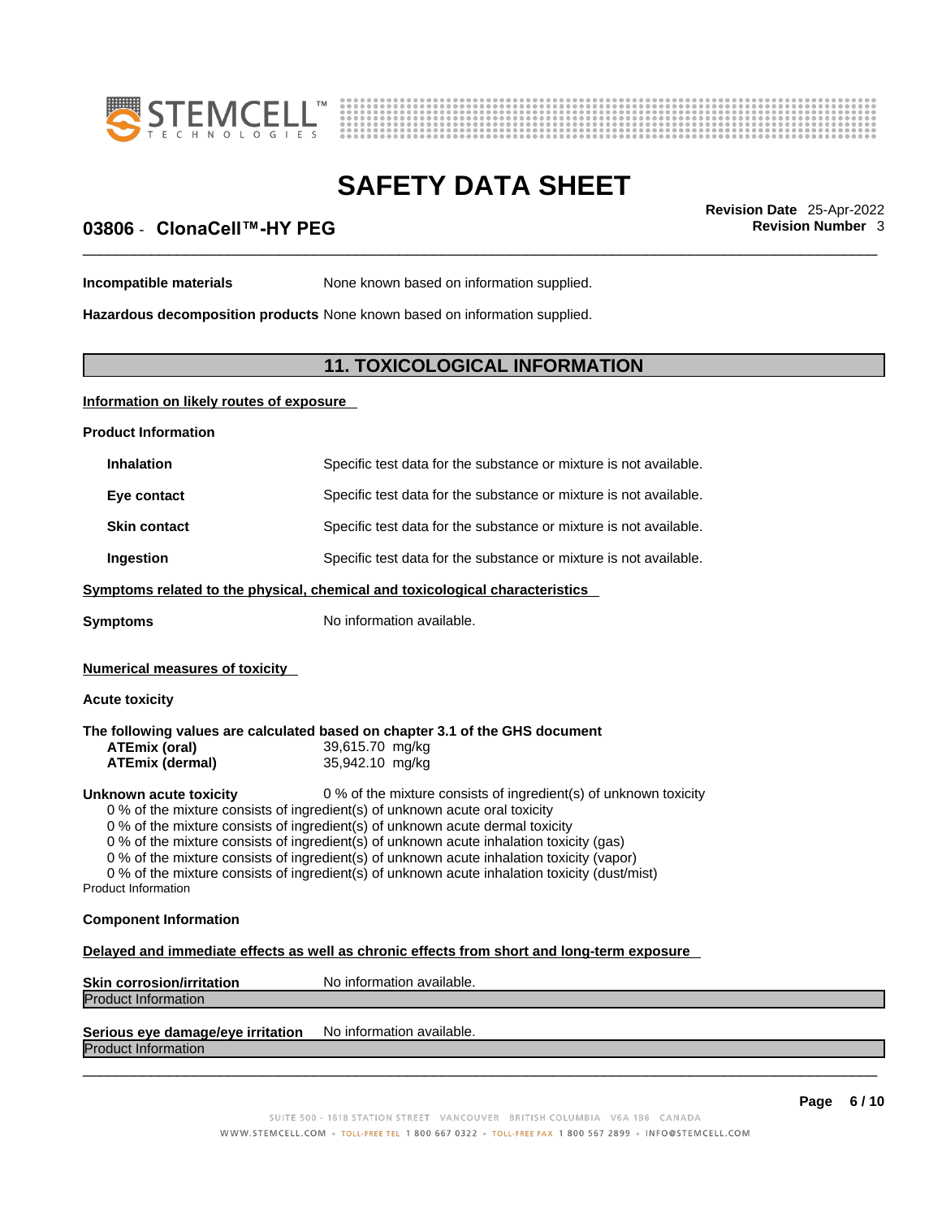| | |
|---|---|
| **Incompatible materials** | None known based on information supplied. |
| **Hazardous decomposition products** | None known based on information supplied. |

## 11. TOXICOLOGICAL INFORMATION

**Information on likely routes of exposure**

**Product Information**

| | |
|---|---|
| **Inhalation** | Specific test data for the substance or mixture is not available. |
| **Eye contact** | Specific test data for the substance or mixture is not available. |
| **Skin contact** | Specific test data for the substance or mixture is not available. |
| **Ingestion** | Specific test data for the substance or mixture is not available. |

**Symptoms related to the physical, chemical and toxicological characteristics**

**Symptoms** No information available.

**Numerical measures of toxicity**

**Acute toxicity**

**The following values are calculated based on chapter 3.1 of the GHS document**

| | |
|---|---|
| **ATEmix (oral)** | 39,615.70 mg/kg |
| **ATEmix (dermal)** | 35,942.10 mg/kg |

**Unknown acute toxicity** 0 % of the mixture consists of ingredient(s) of unknown toxicity

0 % of the mixture consists of ingredient(s) of unknown acute oral toxicity
0 % of the mixture consists of ingredient(s) of unknown acute dermal toxicity
0 % of the mixture consists of ingredient(s) of unknown acute inhalation toxicity (gas)
0 % of the mixture consists of ingredient(s) of unknown acute inhalation toxicity (vapor)
0 % of the mixture consists of ingredient(s) of unknown acute inhalation toxicity (dust/mist)

Product Information

**Component Information**

**Delayed and immediate effects as well as chronic effects from short and long-term exposure**

**Skin corrosion/irritation** No information available.

Product Information

**Serious eye damage/eye irritation** No information available.

Product Information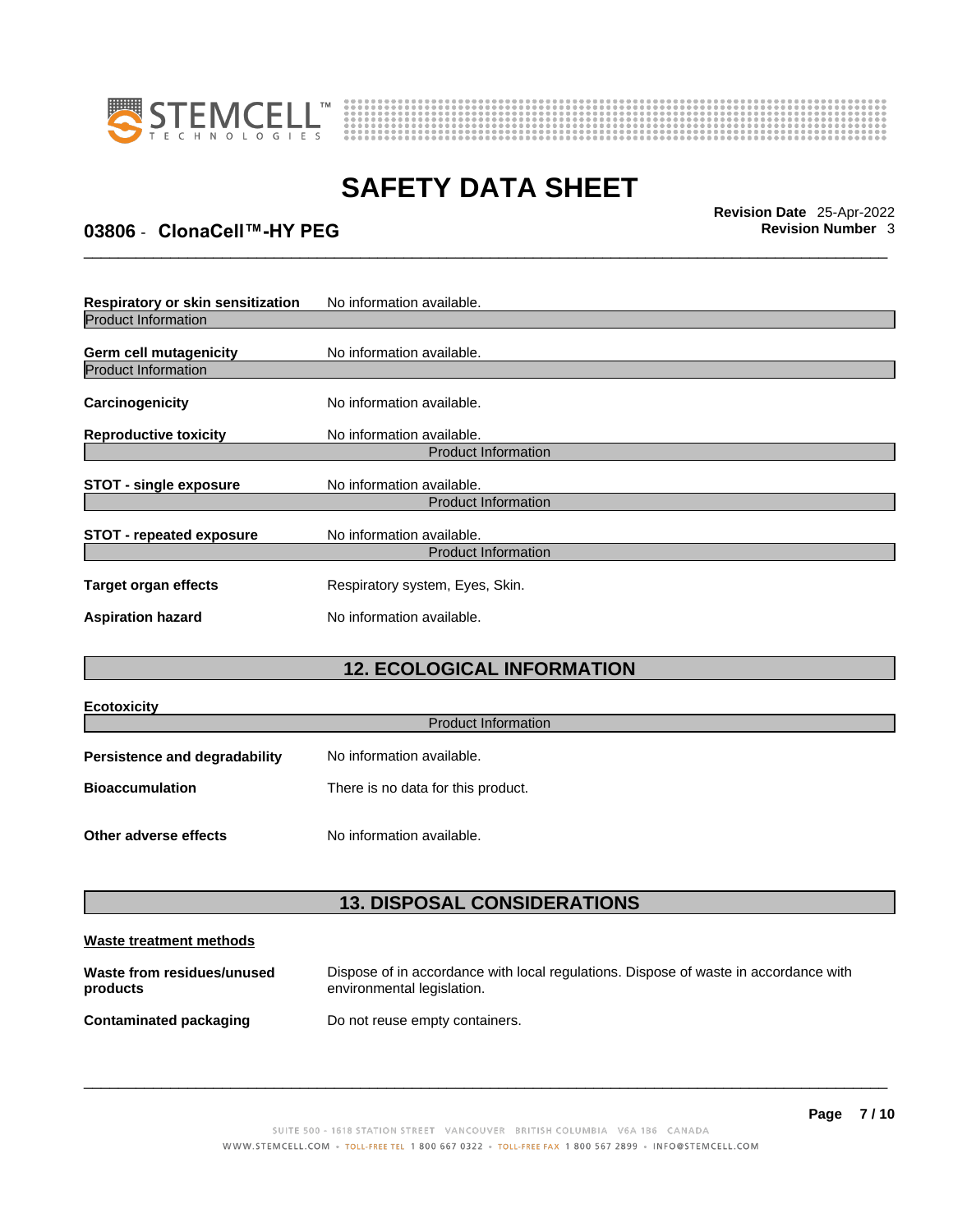| | |
|---|---|
| **Respiratory or skin sensitization** | No information available. |

Product Information

| | |
|---|---|
| **Germ cell mutagenicity** | No information available. |

Product Information

| | |
|---|---|
| **Carcinogenicity** | No information available. |
| **Reproductive toxicity** | No information available. |

Product Information

| | |
|---|---|
| **STOT - single exposure** | No information available. |

Product Information

| | |
|---|---|
| **STOT - repeated exposure** | No information available. |

Product Information

| | |
|---|---|
| **Target organ effects** | Respiratory system, Eyes, Skin. |
| **Aspiration hazard** | No information available. |

## 12. ECOLOGICAL INFORMATION

**Ecotoxicity**

Product Information

| | |
|---|---|
| **Persistence and degradability** | No information available. |
| **Bioaccumulation** | There is no data for this product. |
| **Other adverse effects** | No information available. |

## 13. DISPOSAL CONSIDERATIONS

**Waste treatment methods**

| | |
|---|---|
| **Waste from residues/unused products** | Dispose of in accordance with local regulations. Dispose of waste in accordance with environmental legislation. |
| **Contaminated packaging** | Do not reuse empty containers. |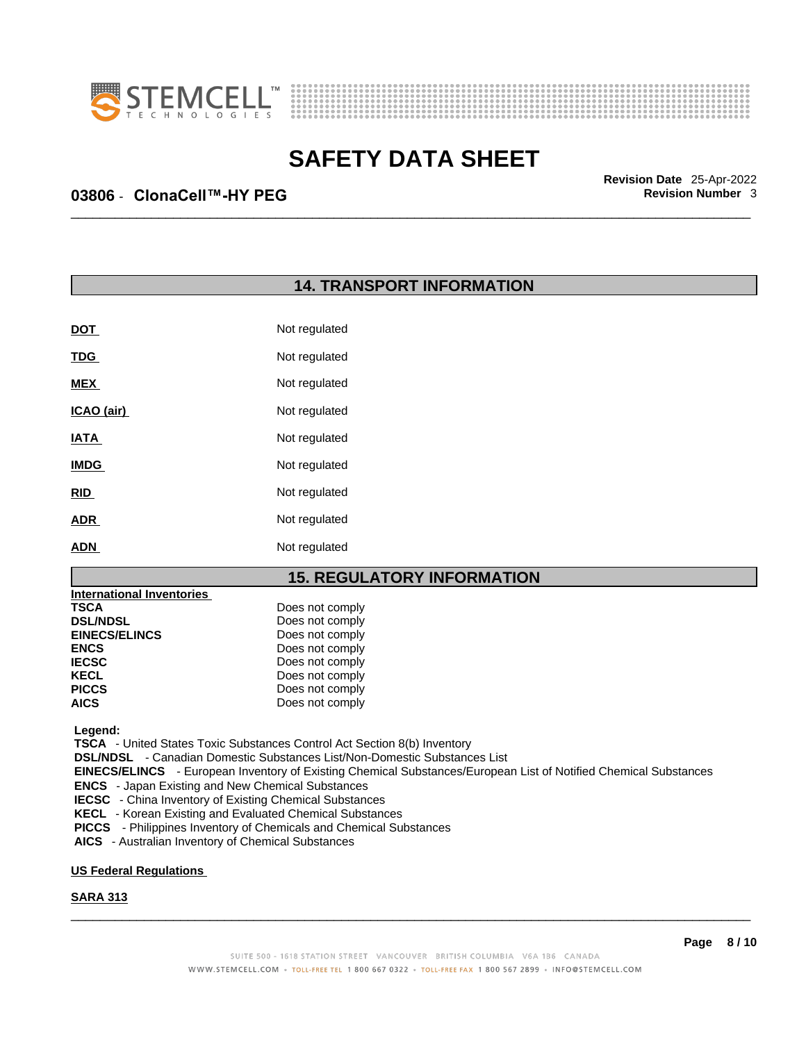## 14. TRANSPORT INFORMATION

| | |
|---|---|
| **DOT** | Not regulated |
| **TDG** | Not regulated |
| **MEX** | Not regulated |
| **ICAO (air)** | Not regulated |
| **IATA** | Not regulated |
| **IMDG** | Not regulated |
| **RID** | Not regulated |
| **ADR** | Not regulated |
| **ADN** | Not regulated |

## 15. REGULATORY INFORMATION

**International Inventories**

| | |
|---|---|
| **TSCA** | Does not comply |
| **DSL/NDSL** | Does not comply |
| **EINECS/ELINCS** | Does not comply |
| **ENCS** | Does not comply |
| **IECSC** | Does not comply |
| **KECL** | Does not comply |
| **PICCS** | Does not comply |
| **AICS** | Does not comply |

**Legend:**
**TSCA** - United States Toxic Substances Control Act Section 8(b) Inventory
**DSL/NDSL** - Canadian Domestic Substances List/Non-Domestic Substances List
**EINECS/ELINCS** - European Inventory of Existing Chemical Substances/European List of Notified Chemical Substances
**ENCS** - Japan Existing and New Chemical Substances
**IECSC** - China Inventory of Existing Chemical Substances
**KECL** - Korean Existing and Evaluated Chemical Substances
**PICCS** - Philippines Inventory of Chemicals and Chemical Substances
**AICS** - Australian Inventory of Chemical Substances

**US Federal Regulations**

**SARA 313**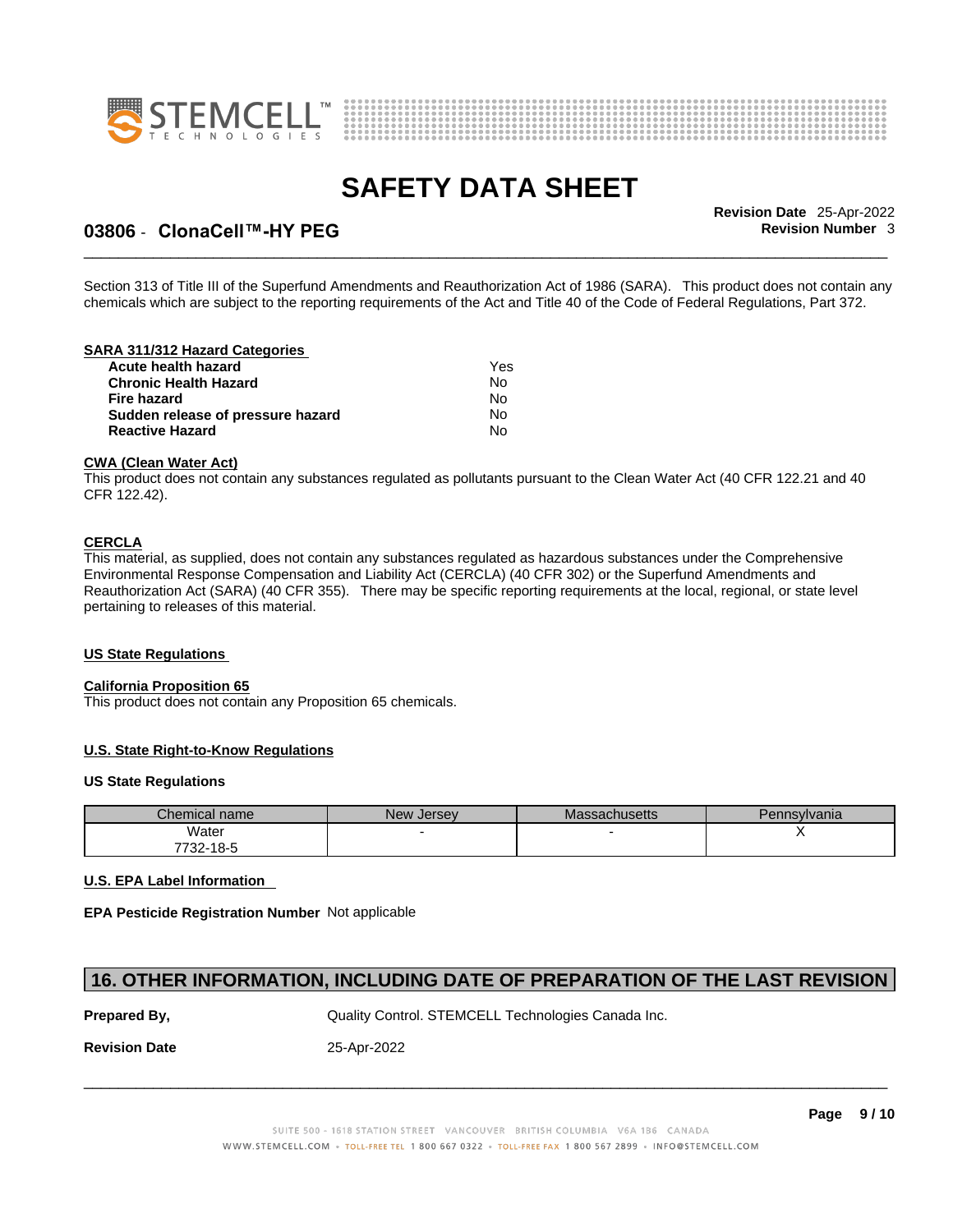Section 313 of Title III of the Superfund Amendments and Reauthorization Act of 1986 (SARA). This product does not contain any chemicals which are subject to the reporting requirements of the Act and Title 40 of the Code of Federal Regulations, Part 372.

**SARA 311/312 Hazard Categories**

| | |
|---|---|
| **Acute health hazard** | Yes |
| **Chronic Health Hazard** | No |
| **Fire hazard** | No |
| **Sudden release of pressure hazard** | No |
| **Reactive Hazard** | No |

**CWA (Clean Water Act)**

This product does not contain any substances regulated as pollutants pursuant to the Clean Water Act (40 CFR 122.21 and 40 CFR 122.42).

**CERCLA**

This material, as supplied, does not contain any substances regulated as hazardous substances under the Comprehensive Environmental Response Compensation and Liability Act (CERCLA) (40 CFR 302) or the Superfund Amendments and Reauthorization Act (SARA) (40 CFR 355). There may be specific reporting requirements at the local, regional, or state level pertaining to releases of this material.

**US State Regulations**

**California Proposition 65**

This product does not contain any Proposition 65 chemicals.

**U.S. State Right-to-Know Regulations**

**US State Regulations**

| Chemical name | New Jersey | Massachusetts | Pennsylvania |
|---|---|---|---|
| Water<br>7732-18-5 | - | - | X |

**U.S. EPA Label Information**

**EPA Pesticide Registration Number** Not applicable

## 16. OTHER INFORMATION, INCLUDING DATE OF PREPARATION OF THE LAST REVISION

**Prepared By,** Quality Control. STEMCELL Technologies Canada Inc.

**Revision Date** 25-Apr-2022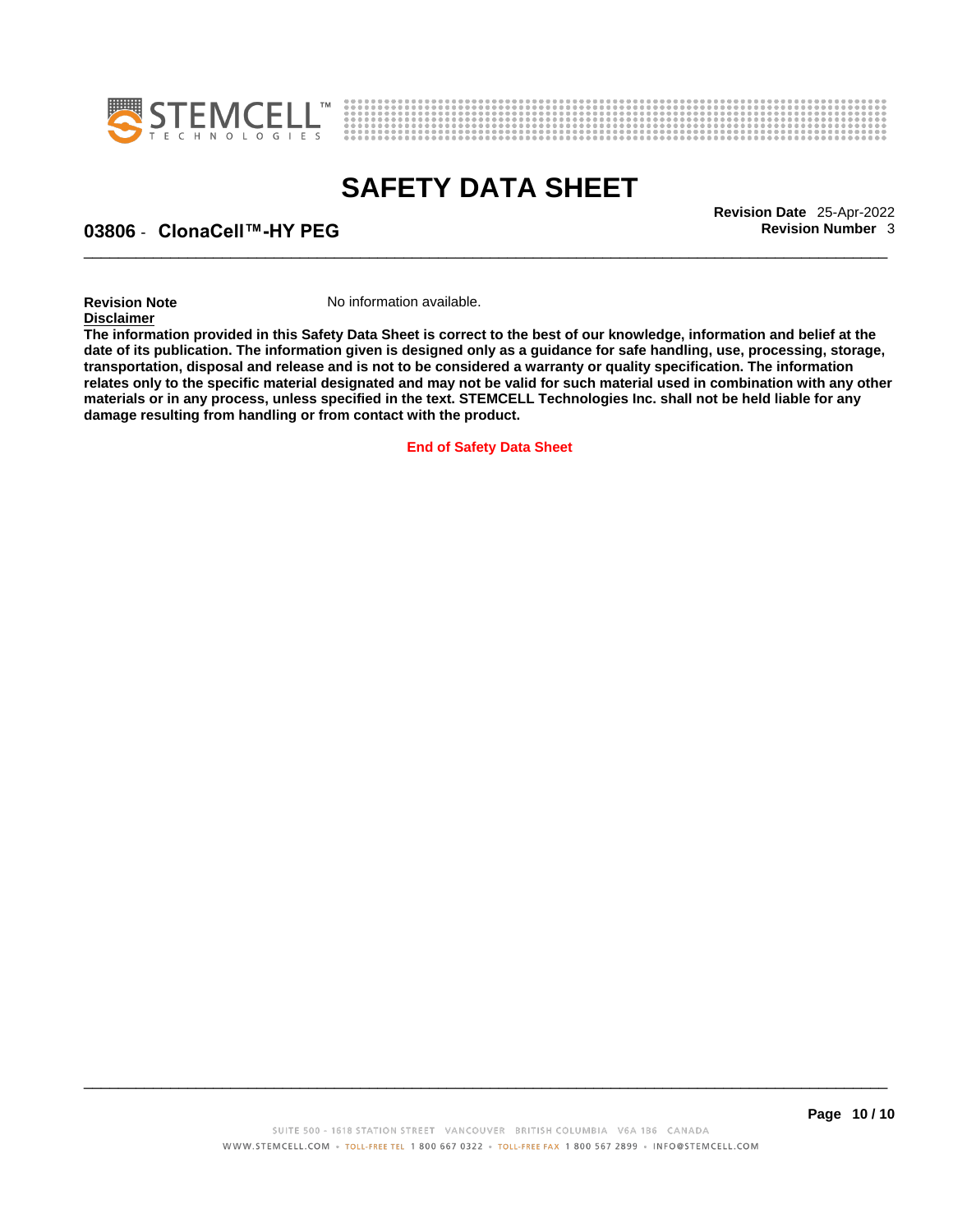**Revision Note** No information available.

**Disclaimer**

**The information provided in this Safety Data Sheet is correct to the best of our knowledge, information and belief at the date of its publication. The information given is designed only as a guidance for safe handling, use, processing, storage, transportation, disposal and release and is not to be considered a warranty or quality specification. The information relates only to the specific material designated and may not be valid for such material used in combination with any other materials or in any process, unless specified in the text. STEMCELL Technologies Inc. shall not be held liable for any damage resulting from handling or from contact with the product.**

**End of Safety Data Sheet**